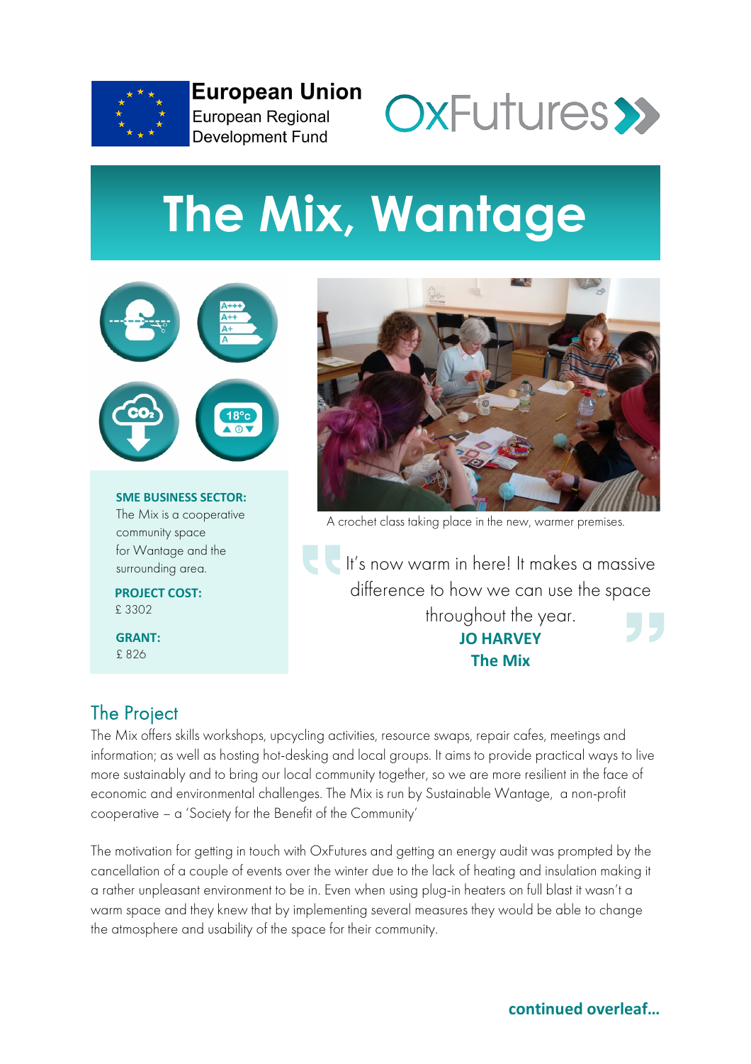European Union
European Regional Development Fund

OxFutures

# The Mix, Wantage

**SME BUSINESS SECTOR:**
The Mix is a cooperative community space for Wantage and the surrounding area.

**PROJECT COST:**
£ 3302

**GRANT:**
£ 826

A crochet class taking place in the new, warmer premises.

> It's now warm in here! It makes a massive difference to how we can use the space throughout the year.
>
> **JO HARVEY**
> **The Mix**

## The Project

The Mix offers skills workshops, upcycling activities, resource swaps, repair cafes, meetings and information; as well as hosting hot-desking and local groups. It aims to provide practical ways to live more sustainably and to bring our local community together, so we are more resilient in the face of economic and environmental challenges. The Mix is run by Sustainable Wantage, a non-profit cooperative – a 'Society for the Benefit of the Community'

The motivation for getting in touch with OxFutures and getting an energy audit was prompted by the cancellation of a couple of events over the winter due to the lack of heating and insulation making it a rather unpleasant environment to be in. Even when using plug-in heaters on full blast it wasn't a warm space and they knew that by implementing several measures they would be able to change the atmosphere and usability of the space for their community.

**continued overleaf...**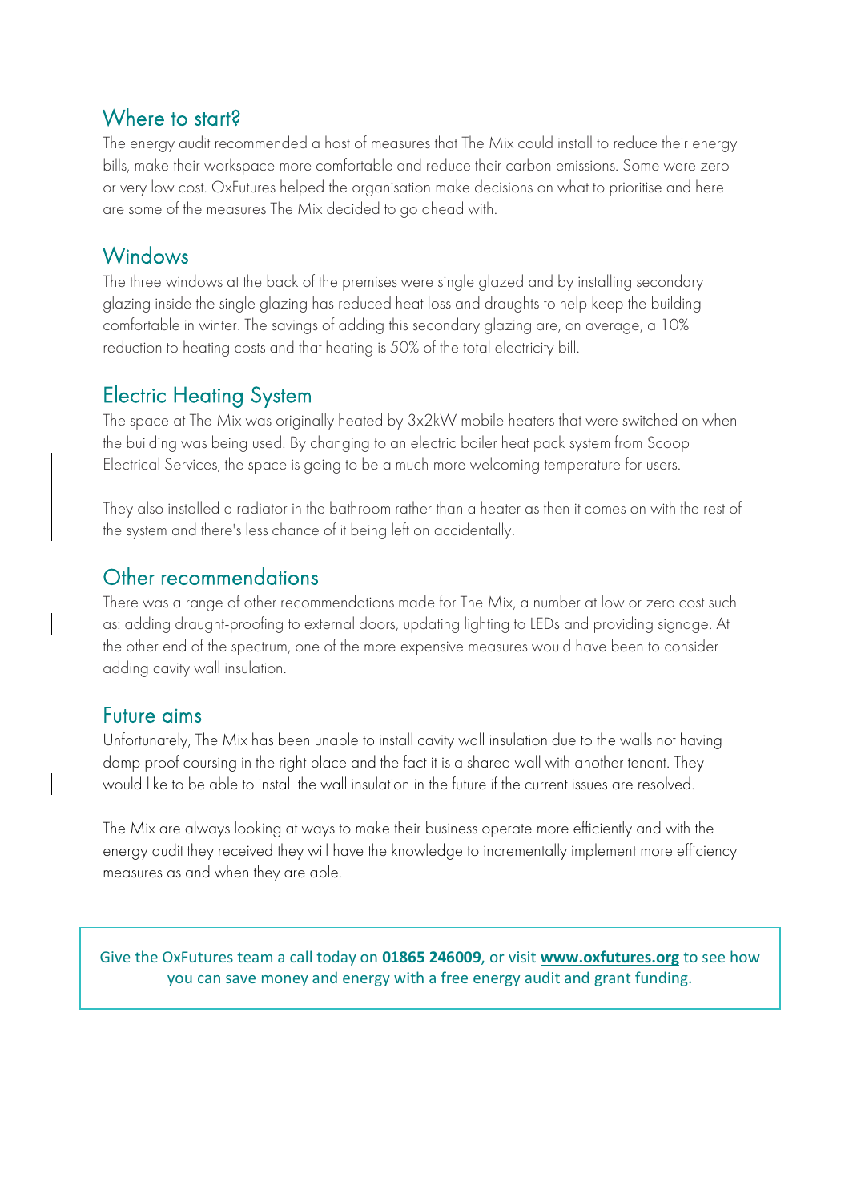## Where to start?

The energy audit recommended a host of measures that The Mix could install to reduce their energy bills, make their workspace more comfortable and reduce their carbon emissions. Some were zero or very low cost. OxFutures helped the organisation make decisions on what to prioritise and here are some of the measures The Mix decided to go ahead with.

## Windows

The three windows at the back of the premises were single glazed and by installing secondary glazing inside the single glazing has reduced heat loss and draughts to help keep the building comfortable in winter. The savings of adding this secondary glazing are, on average, a 10% reduction to heating costs and that heating is 50% of the total electricity bill.

## Electric Heating System

The space at The Mix was originally heated by 3x2kW mobile heaters that were switched on when the building was being used. By changing to an electric boiler heat pack system from Scoop Electrical Services, the space is going to be a much more welcoming temperature for users.

They also installed a radiator in the bathroom rather than a heater as then it comes on with the rest of the system and there's less chance of it being left on accidentally.

## Other recommendations

There was a range of other recommendations made for The Mix, a number at low or zero cost such as: adding draught-proofing to external doors, updating lighting to LEDs and providing signage. At the other end of the spectrum, one of the more expensive measures would have been to consider adding cavity wall insulation.

## Future aims

Unfortunately, The Mix has been unable to install cavity wall insulation due to the walls not having damp proof coursing in the right place and the fact it is a shared wall with another tenant. They would like to be able to install the wall insulation in the future if the current issues are resolved.

The Mix are always looking at ways to make their business operate more efficiently and with the energy audit they received they will have the knowledge to incrementally implement more efficiency measures as and when they are able.

Give the OxFutures team a call today on **01865 246009**, or visit **www.oxfutures.org** to see how you can save money and energy with a free energy audit and grant funding.